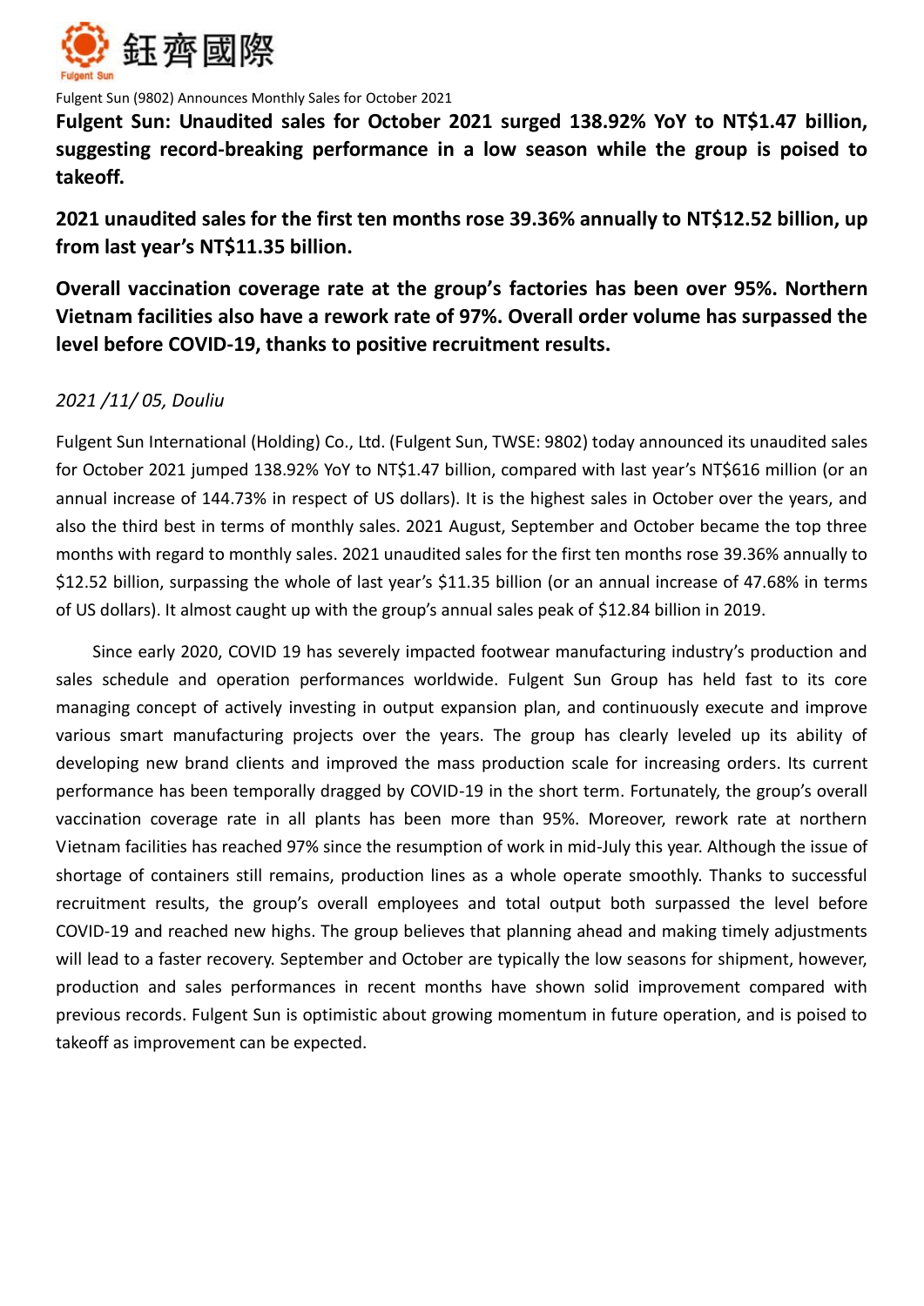鈺齊國際

Fulgent Sun

Fulgent Sun (9802) Announces Monthly Sales for October 2021

**Fulgent Sun: Unaudited sales for October 2021 surged 138.92% YoY to NT$1.47 billion, suggesting record-breaking performance in a low season while the group is poised to takeoff.**

**2021 unaudited sales for the first ten months rose 39.36% annually to NT$12.52 billion, up from last year's NT$11.35 billion.**

**Overall vaccination coverage rate at the group's factories has been over 95%. Northern Vietnam facilities also have a rework rate of 97%. Overall order volume has surpassed the level before COVID-19, thanks to positive recruitment results.**

*2021 /11/ 05, Douliu*

Fulgent Sun International (Holding) Co., Ltd. (Fulgent Sun, TWSE: 9802) today announced its unaudited sales for October 2021 jumped 138.92% YoY to NT$1.47 billion, compared with last year's NT$616 million (or an annual increase of 144.73% in respect of US dollars). It is the highest sales in October over the years, and also the third best in terms of monthly sales. 2021 August, September and October became the top three months with regard to monthly sales. 2021 unaudited sales for the first ten months rose 39.36% annually to $12.52 billion, surpassing the whole of last year's $11.35 billion (or an annual increase of 47.68% in terms of US dollars). It almost caught up with the group's annual sales peak of $12.84 billion in 2019.

Since early 2020, COVID 19 has severely impacted footwear manufacturing industry's production and sales schedule and operation performances worldwide. Fulgent Sun Group has held fast to its core managing concept of actively investing in output expansion plan, and continuously execute and improve various smart manufacturing projects over the years. The group has clearly leveled up its ability of developing new brand clients and improved the mass production scale for increasing orders. Its current performance has been temporally dragged by COVID-19 in the short term. Fortunately, the group's overall vaccination coverage rate in all plants has been more than 95%. Moreover, rework rate at northern Vietnam facilities has reached 97% since the resumption of work in mid-July this year. Although the issue of shortage of containers still remains, production lines as a whole operate smoothly. Thanks to successful recruitment results, the group's overall employees and total output both surpassed the level before COVID-19 and reached new highs. The group believes that planning ahead and making timely adjustments will lead to a faster recovery. September and October are typically the low seasons for shipment, however, production and sales performances in recent months have shown solid improvement compared with previous records. Fulgent Sun is optimistic about growing momentum in future operation, and is poised to takeoff as improvement can be expected.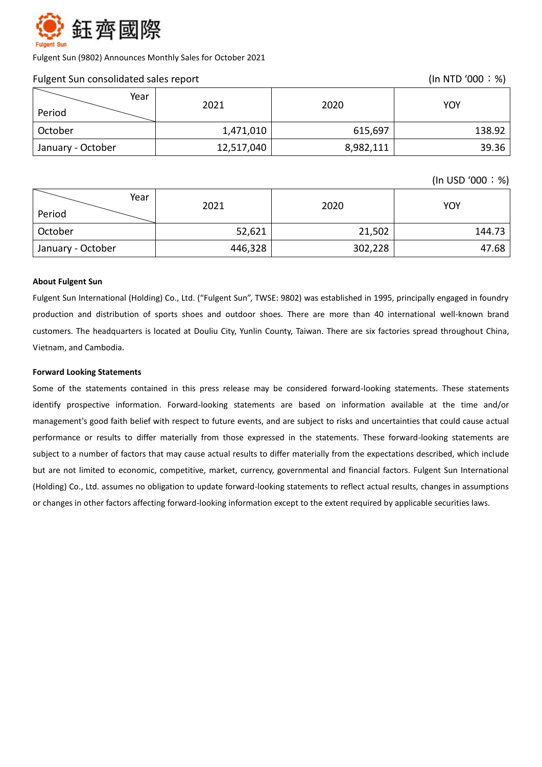鈺齊國際

Fulgent Sun

Fulgent Sun (9802) Announces Monthly Sales for October 2021

Fulgent Sun consolidated sales report (In NTD '000；%)

| Year / Period | 2021 | 2020 | YOY |
|---|---|---|---|
| October | 1,471,010 | 615,697 | 138.92 |
| January - October | 12,517,040 | 8,982,111 | 39.36 |

(In USD '000；%)

| Year / Period | 2021 | 2020 | YOY |
|---|---|---|---|
| October | 52,621 | 21,502 | 144.73 |
| January - October | 446,328 | 302,228 | 47.68 |

**About Fulgent Sun**

Fulgent Sun International (Holding) Co., Ltd. ("Fulgent Sun", TWSE: 9802) was established in 1995, principally engaged in foundry production and distribution of sports shoes and outdoor shoes. There are more than 40 international well-known brand customers. The headquarters is located at Douliu City, Yunlin County, Taiwan. There are six factories spread throughout China, Vietnam, and Cambodia.

**Forward Looking Statements**

Some of the statements contained in this press release may be considered forward-looking statements. These statements identify prospective information. Forward-looking statements are based on information available at the time and/or management's good faith belief with respect to future events, and are subject to risks and uncertainties that could cause actual performance or results to differ materially from those expressed in the statements. These forward-looking statements are subject to a number of factors that may cause actual results to differ materially from the expectations described, which include but are not limited to economic, competitive, market, currency, governmental and financial factors. Fulgent Sun International (Holding) Co., Ltd. assumes no obligation to update forward-looking statements to reflect actual results, changes in assumptions or changes in other factors affecting forward-looking information except to the extent required by applicable securities laws.